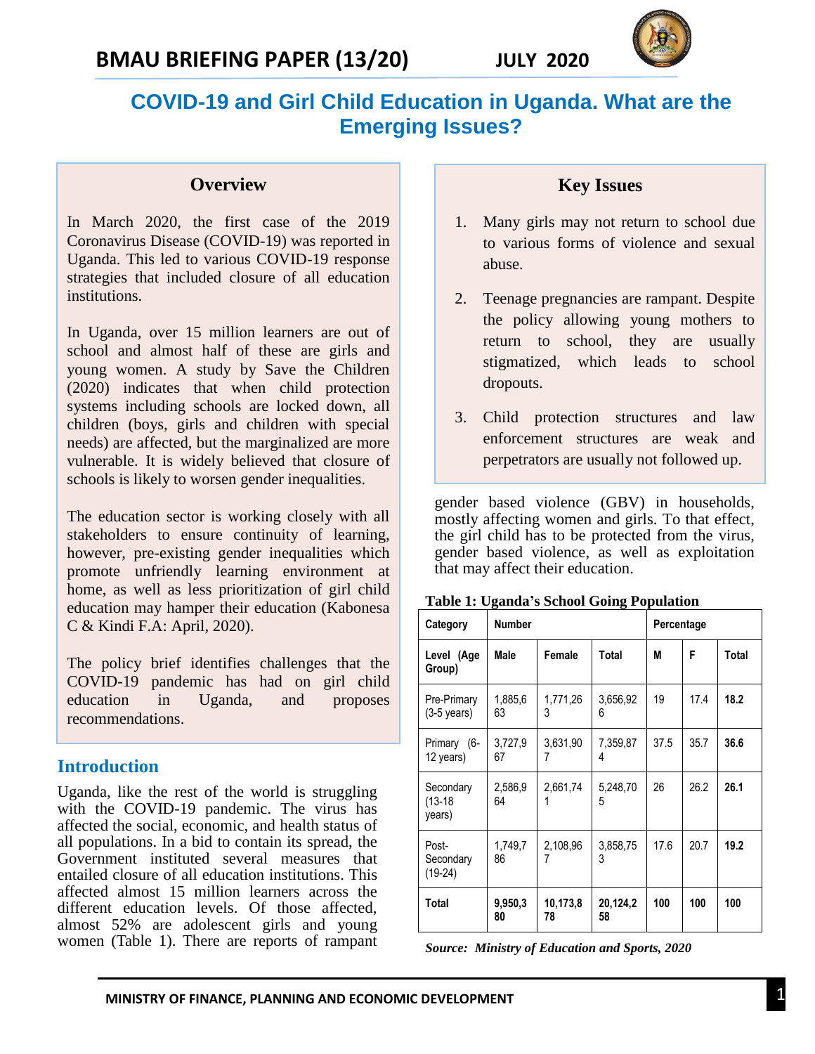# BMAU BRIEFING PAPER (13/20) JULY 2020

## COVID-19 and Girl Child Education in Uganda. What are the Emerging Issues?

### Overview

In March 2020, the first case of the 2019 Coronavirus Disease (COVID-19) was reported in Uganda. This led to various COVID-19 response strategies that included closure of all education institutions.

In Uganda, over 15 million learners are out of school and almost half of these are girls and young women. A study by Save the Children (2020) indicates that when child protection systems including schools are locked down, all children (boys, girls and children with special needs) are affected, but the marginalized are more vulnerable. It is widely believed that closure of schools is likely to worsen gender inequalities.

The education sector is working closely with all stakeholders to ensure continuity of learning, however, pre-existing gender inequalities which promote unfriendly learning environment at home, as well as less prioritization of girl child education may hamper their education (Kabonesa C & Kindi F.A: April, 2020).

The policy brief identifies challenges that the COVID-19 pandemic has had on girl child education in Uganda, and proposes recommendations.

### Key Issues

1. Many girls may not return to school due to various forms of violence and sexual abuse.
2. Teenage pregnancies are rampant. Despite the policy allowing young mothers to return to school, they are usually stigmatized, which leads to school dropouts.
3. Child protection structures and law enforcement structures are weak and perpetrators are usually not followed up.

## Introduction

Uganda, like the rest of the world is struggling with the COVID-19 pandemic. The virus has affected the social, economic, and health status of all populations. In a bid to contain its spread, the Government instituted several measures that entailed closure of all education institutions. This affected almost 15 million learners across the different education levels. Of those affected, almost 52% are adolescent girls and young women (Table 1). There are reports of rampant gender based violence (GBV) in households, mostly affecting women and girls. To that effect, the girl child has to be protected from the virus, gender based violence, as well as exploitation that may affect their education.

**Table 1: Uganda's School Going Population**

| Category | Number | | | Percentage | | |
|---|---|---|---|---|---|---|
| Level (Age Group) | Male | Female | Total | M | F | Total |
| Pre-Primary (3-5 years) | 1,885,663 | 1,771,263 | 3,656,926 | 19 | 17.4 | **18.2** |
| Primary (6-12 years) | 3,727,967 | 3,631,907 | 7,359,874 | 37.5 | 35.7 | **36.6** |
| Secondary (13-18 years) | 2,586,964 | 2,661,741 | 5,248,705 | 26 | 26.2 | **26.1** |
| Post-Secondary (19-24) | 1,749,786 | 2,108,967 | 3,858,753 | 17.6 | 20.7 | **19.2** |
| **Total** | **9,950,380** | **10,173,878** | **20,124,258** | **100** | **100** | **100** |

*Source: Ministry of Education and Sports, 2020*

MINISTRY OF FINANCE, PLANNING AND ECONOMIC DEVELOPMENT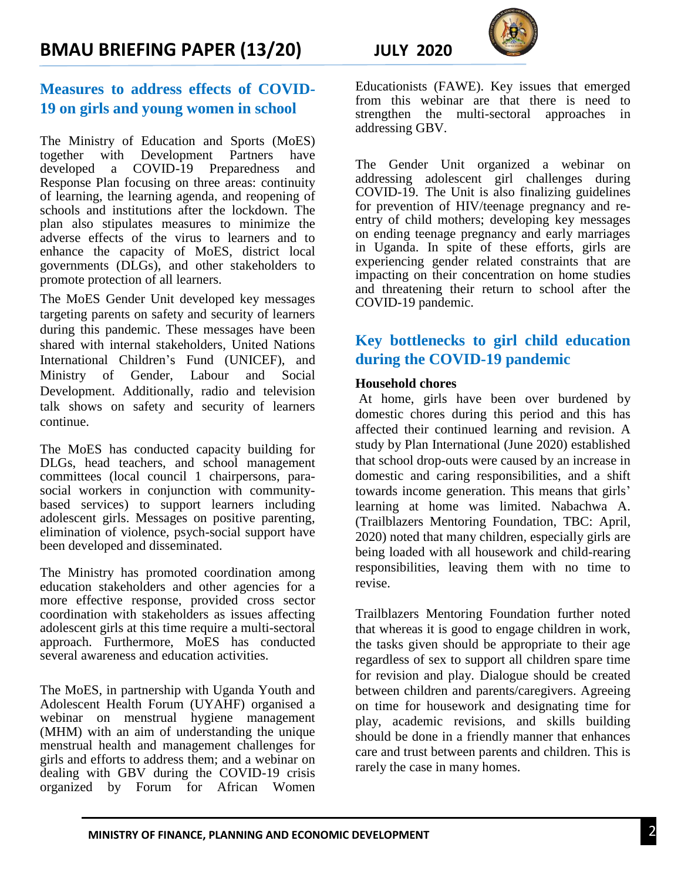## Measures to address effects of COVID-19 on girls and young women in school

The Ministry of Education and Sports (MoES) together with Development Partners have developed a COVID-19 Preparedness and Response Plan focusing on three areas: continuity of learning, the learning agenda, and reopening of schools and institutions after the lockdown. The plan also stipulates measures to minimize the adverse effects of the virus to learners and to enhance the capacity of MoES, district local governments (DLGs), and other stakeholders to promote protection of all learners.

The MoES Gender Unit developed key messages targeting parents on safety and security of learners during this pandemic. These messages have been shared with internal stakeholders, United Nations International Children's Fund (UNICEF), and Ministry of Gender, Labour and Social Development. Additionally, radio and television talk shows on safety and security of learners continue.

The MoES has conducted capacity building for DLGs, head teachers, and school management committees (local council 1 chairpersons, para-social workers in conjunction with community-based services) to support learners including adolescent girls. Messages on positive parenting, elimination of violence, psych-social support have been developed and disseminated.

The Ministry has promoted coordination among education stakeholders and other agencies for a more effective response, provided cross sector coordination with stakeholders as issues affecting adolescent girls at this time require a multi-sectoral approach. Furthermore, MoES has conducted several awareness and education activities.

The MoES, in partnership with Uganda Youth and Adolescent Health Forum (UYAHF) organised a webinar on menstrual hygiene management (MHM) with an aim of understanding the unique menstrual health and management challenges for girls and efforts to address them; and a webinar on dealing with GBV during the COVID-19 crisis organized by Forum for African Women Educationists (FAWE). Key issues that emerged from this webinar are that there is need to strengthen the multi-sectoral approaches in addressing GBV.

The Gender Unit organized a webinar on addressing adolescent girl challenges during COVID-19. The Unit is also finalizing guidelines for prevention of HIV/teenage pregnancy and re-entry of child mothers; developing key messages on ending teenage pregnancy and early marriages in Uganda. In spite of these efforts, girls are experiencing gender related constraints that are impacting on their concentration on home studies and threatening their return to school after the COVID-19 pandemic.

## Key bottlenecks to girl child education during the COVID-19 pandemic

### Household chores

At home, girls have been over burdened by domestic chores during this period and this has affected their continued learning and revision. A study by Plan International (June 2020) established that school drop-outs were caused by an increase in domestic and caring responsibilities, and a shift towards income generation. This means that girls' learning at home was limited. Nabachwa A. (Trailblazers Mentoring Foundation, TBC: April, 2020) noted that many children, especially girls are being loaded with all housework and child-rearing responsibilities, leaving them with no time to revise.

Trailblazers Mentoring Foundation further noted that whereas it is good to engage children in work, the tasks given should be appropriate to their age regardless of sex to support all children spare time for revision and play. Dialogue should be created between children and parents/caregivers. Agreeing on time for housework and designating time for play, academic revisions, and skills building should be done in a friendly manner that enhances care and trust between parents and children. This is rarely the case in many homes.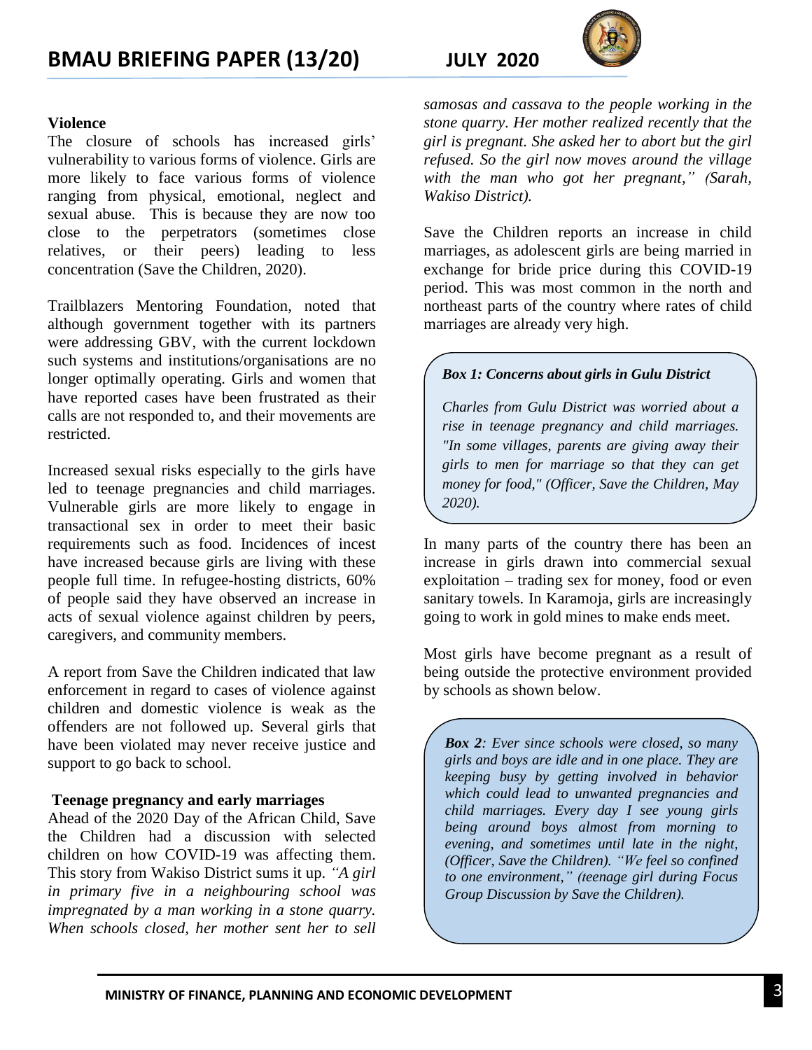### Violence

The closure of schools has increased girls' vulnerability to various forms of violence. Girls are more likely to face various forms of violence ranging from physical, emotional, neglect and sexual abuse. This is because they are now too close to the perpetrators (sometimes close relatives, or their peers) leading to less concentration (Save the Children, 2020).

Trailblazers Mentoring Foundation, noted that although government together with its partners were addressing GBV, with the current lockdown such systems and institutions/organisations are no longer optimally operating. Girls and women that have reported cases have been frustrated as their calls are not responded to, and their movements are restricted.

Increased sexual risks especially to the girls have led to teenage pregnancies and child marriages. Vulnerable girls are more likely to engage in transactional sex in order to meet their basic requirements such as food. Incidences of incest have increased because girls are living with these people full time. In refugee-hosting districts, 60% of people said they have observed an increase in acts of sexual violence against children by peers, caregivers, and community members.

A report from Save the Children indicated that law enforcement in regard to cases of violence against children and domestic violence is weak as the offenders are not followed up. Several girls that have been violated may never receive justice and support to go back to school.

### Teenage pregnancy and early marriages

Ahead of the 2020 Day of the African Child, Save the Children had a discussion with selected children on how COVID-19 was affecting them. This story from Wakiso District sums it up. *"A girl in primary five in a neighbouring school was impregnated by a man working in a stone quarry. When schools closed, her mother sent her to sell samosas and cassava to the people working in the stone quarry. Her mother realized recently that the girl is pregnant. She asked her to abort but the girl refused. So the girl now moves around the village with the man who got her pregnant," (Sarah, Wakiso District).*

Save the Children reports an increase in child marriages, as adolescent girls are being married in exchange for bride price during this COVID-19 period. This was most common in the north and northeast parts of the country where rates of child marriages are already very high.

> ***Box 1: Concerns about girls in Gulu District***
>
> *Charles from Gulu District was worried about a rise in teenage pregnancy and child marriages. "In some villages, parents are giving away their girls to men for marriage so that they can get money for food," (Officer, Save the Children, May 2020).*

In many parts of the country there has been an increase in girls drawn into commercial sexual exploitation – trading sex for money, food or even sanitary towels. In Karamoja, girls are increasingly going to work in gold mines to make ends meet.

Most girls have become pregnant as a result of being outside the protective environment provided by schools as shown below.

> ***Box 2**: Ever since schools were closed, so many girls and boys are idle and in one place. They are keeping busy by getting involved in behavior which could lead to unwanted pregnancies and child marriages. Every day I see young girls being around boys almost from morning to evening, and sometimes until late in the night, (Officer, Save the Children). "We feel so confined to one environment," (teenage girl during Focus Group Discussion by Save the Children).*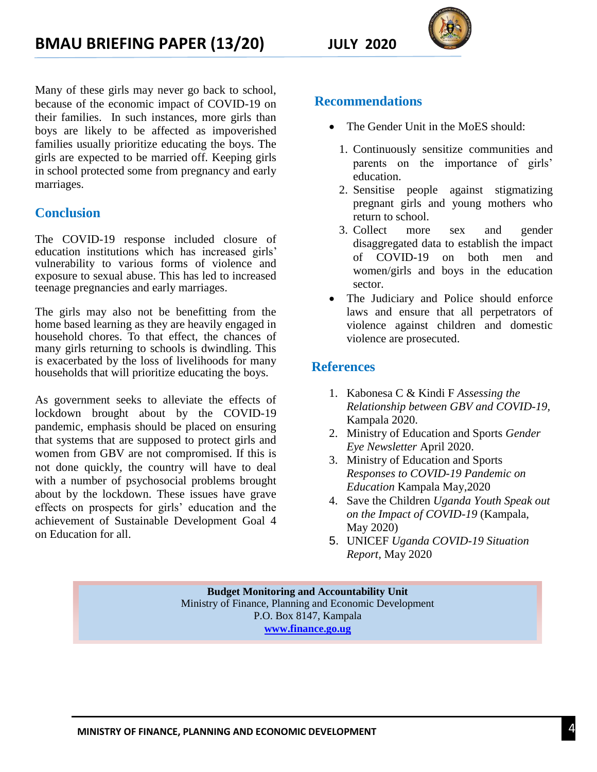Many of these girls may never go back to school, because of the economic impact of COVID-19 on their families. In such instances, more girls than boys are likely to be affected as impoverished families usually prioritize educating the boys. The girls are expected to be married off. Keeping girls in school protected some from pregnancy and early marriages.

## Conclusion

The COVID-19 response included closure of education institutions which has increased girls' vulnerability to various forms of violence and exposure to sexual abuse. This has led to increased teenage pregnancies and early marriages.

The girls may also not be benefitting from the home based learning as they are heavily engaged in household chores. To that effect, the chances of many girls returning to schools is dwindling. This is exacerbated by the loss of livelihoods for many households that will prioritize educating the boys.

As government seeks to alleviate the effects of lockdown brought about by the COVID-19 pandemic, emphasis should be placed on ensuring that systems that are supposed to protect girls and women from GBV are not compromised. If this is not done quickly, the country will have to deal with a number of psychosocial problems brought about by the lockdown. These issues have grave effects on prospects for girls' education and the achievement of Sustainable Development Goal 4 on Education for all.

## Recommendations

- The Gender Unit in the MoES should:
  1. Continuously sensitize communities and parents on the importance of girls' education.
  2. Sensitise people against stigmatizing pregnant girls and young mothers who return to school.
  3. Collect more sex and gender disaggregated data to establish the impact of COVID-19 on both men and women/girls and boys in the education sector.
- The Judiciary and Police should enforce laws and ensure that all perpetrators of violence against children and domestic violence are prosecuted.

## References

1. Kabonesa C & Kindi F *Assessing the Relationship between GBV and COVID-19*, Kampala 2020.
2. Ministry of Education and Sports *Gender Eye Newsletter* April 2020.
3. Ministry of Education and Sports *Responses to COVID-19 Pandemic on Education* Kampala May,2020
4. Save the Children *Uganda Youth Speak out on the Impact of COVID-19* (Kampala, May 2020)
5. UNICEF *Uganda COVID-19 Situation Report*, May 2020

**Budget Monitoring and Accountability Unit**
Ministry of Finance, Planning and Economic Development
P.O. Box 8147, Kampala
**www.finance.go.ug**